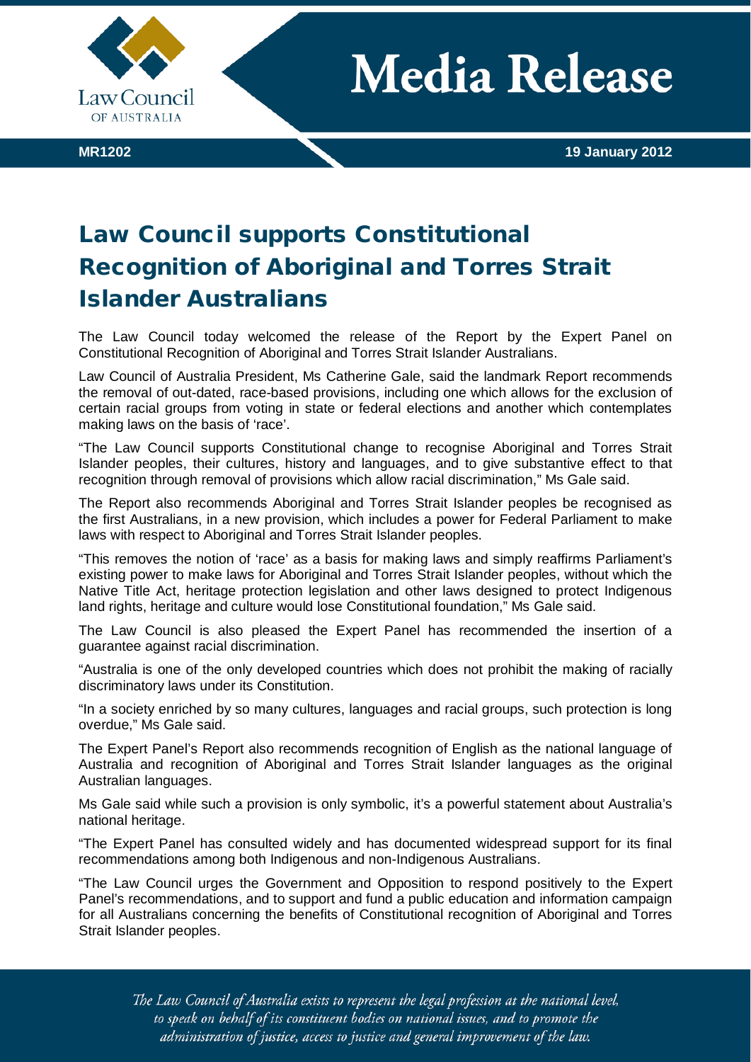# Media Release

**MR1202** **19 January 2012**

## Law Council supports Constitutional Recognition of Aboriginal and Torres Strait Islander Australians

The Law Council today welcomed the release of the Report by the Expert Panel on Constitutional Recognition of Aboriginal and Torres Strait Islander Australians.

Law Council of Australia President, Ms Catherine Gale, said the landmark Report recommends the removal of out-dated, race-based provisions, including one which allows for the exclusion of certain racial groups from voting in state or federal elections and another which contemplates making laws on the basis of 'race'.

"The Law Council supports Constitutional change to recognise Aboriginal and Torres Strait Islander peoples, their cultures, history and languages, and to give substantive effect to that recognition through removal of provisions which allow racial discrimination," Ms Gale said.

The Report also recommends Aboriginal and Torres Strait Islander peoples be recognised as the first Australians, in a new provision, which includes a power for Federal Parliament to make laws with respect to Aboriginal and Torres Strait Islander peoples.

"This removes the notion of 'race' as a basis for making laws and simply reaffirms Parliament's existing power to make laws for Aboriginal and Torres Strait Islander peoples, without which the Native Title Act, heritage protection legislation and other laws designed to protect Indigenous land rights, heritage and culture would lose Constitutional foundation," Ms Gale said.

The Law Council is also pleased the Expert Panel has recommended the insertion of a guarantee against racial discrimination.

"Australia is one of the only developed countries which does not prohibit the making of racially discriminatory laws under its Constitution.

"In a society enriched by so many cultures, languages and racial groups, such protection is long overdue," Ms Gale said.

The Expert Panel's Report also recommends recognition of English as the national language of Australia and recognition of Aboriginal and Torres Strait Islander languages as the original Australian languages.

Ms Gale said while such a provision is only symbolic, it's a powerful statement about Australia's national heritage.

"The Expert Panel has consulted widely and has documented widespread support for its final recommendations among both Indigenous and non-Indigenous Australians.

"The Law Council urges the Government and Opposition to respond positively to the Expert Panel's recommendations, and to support and fund a public education and information campaign for all Australians concerning the benefits of Constitutional recognition of Aboriginal and Torres Strait Islander peoples.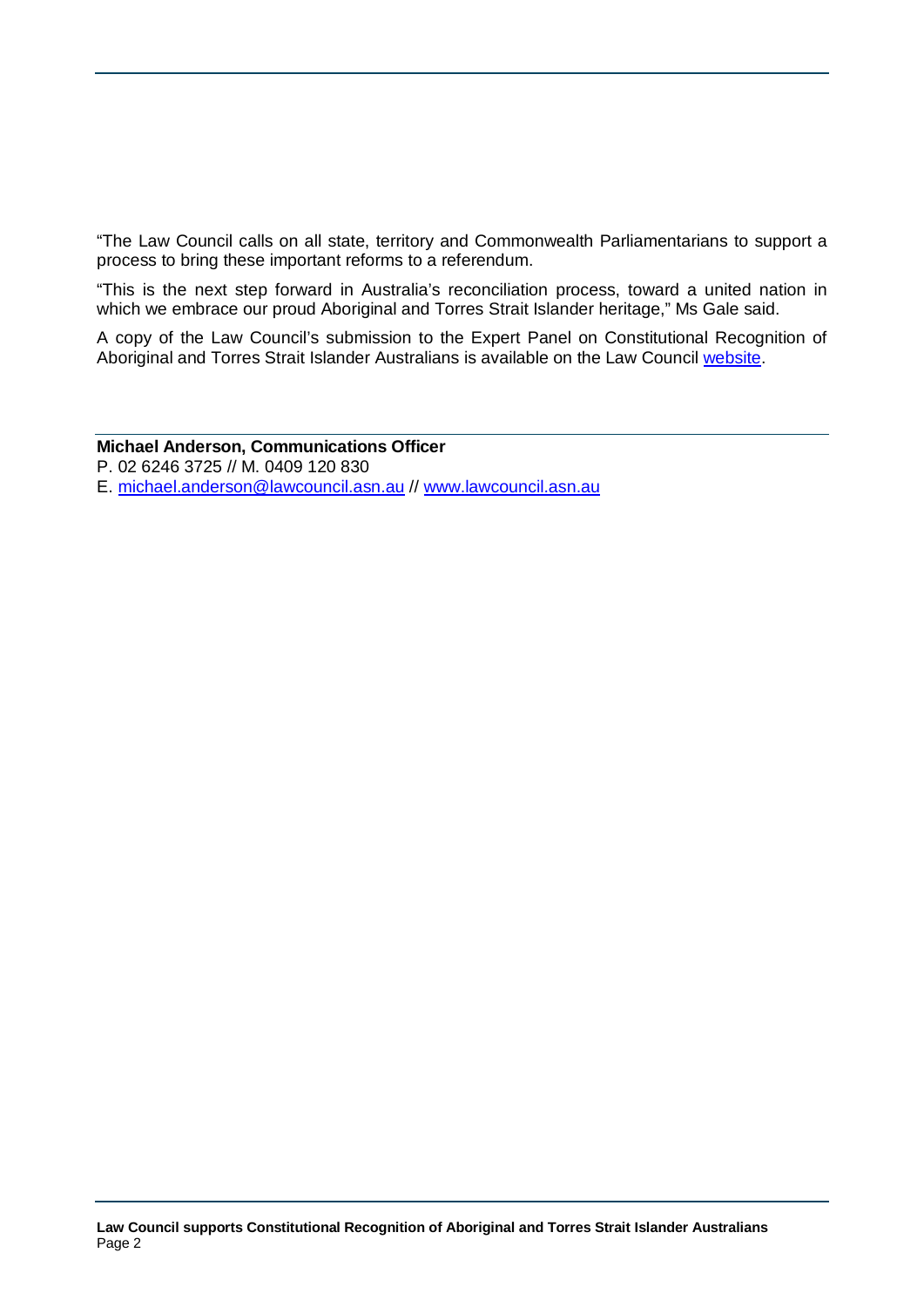"The Law Council calls on all state, territory and Commonwealth Parliamentarians to support a process to bring these important reforms to a referendum.

"This is the next step forward in Australia's reconciliation process, toward a united nation in which we embrace our proud Aboriginal and Torres Strait Islander heritage," Ms Gale said.

A copy of the Law Council's submission to the Expert Panel on Constitutional Recognition of Aboriginal and Torres Strait Islander Australians is available on the Law Council website.

**Michael Anderson, Communications Officer**
P. 02 6246 3725 // M. 0409 120 830
E. michael.anderson@lawcouncil.asn.au // www.lawcouncil.asn.au